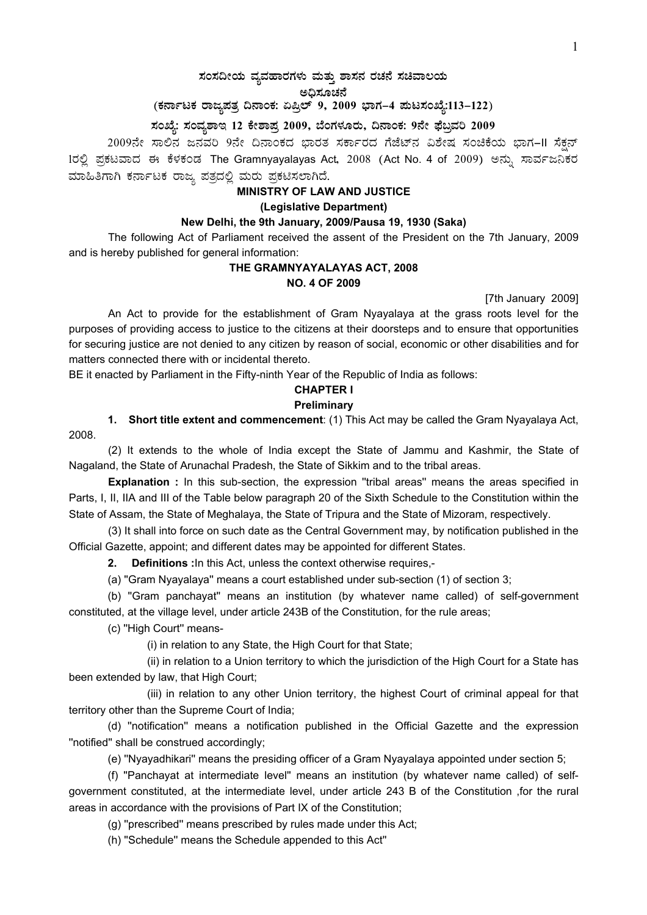**ಸಂಸದೀಯ ವ್ಯವಹಾರಗಳು ಮತ್ತು ಶಾಸನ ರಚನೆ ಸಚಿವಾಲಯ**

**ಅಧಿಸೂಚನೆ**

**(ಕರ್ನಾಟಕ ರಾಜ್ಯಪತ್ರ ದಿನಾಂಕ: ಏಪ್ರಿಲ್ 9, 2009 ಭಾಗ–4 ಪುಟಸಂಖ್ಯೆ:113–122)**

**ಸಂಖ್ಯೆ: ಸಂವ್ಯಶಾಇ 12 ಕೇಶಾಪ್ರ 2009, ಬೆಂಗಳೂರು, ದಿನಾಂಕ: 9ನೇ ಫೆಬ್ರವರಿ 2009**

2009ನೇ ಸಾಲಿನ ಜನವರಿ 9ನೇ ದಿನಾಂಕದ ಭಾರತ ಸರ್ಕಾರದ ಗೆಜೆಟ್‌ನ ವಿಶೇಷ ಸಂಚಿಕೆಯ ಭಾಗ–II ಸೆಕ್ಷನ್ Iರಲ್ಲಿ ಪ್ರಕಟವಾದ ಈ ಕೆಳಕಂಡ The Gramnyayalayas Act, 2008 (Act No. 4 of 2009) ಅನ್ನು ಸಾರ್ವಜನಿಕರ ಮಾಹಿತಿಗಾಗಿ ಕರ್ನಾಟಕ ರಾಜ್ಯ ಪತ್ರದಲ್ಲಿ ಮರು ಪ್ರಕಟಿಸಲಾಗಿದೆ.

**MINISTRY OF LAW AND JUSTICE**

**(Legislative Department)**

**New Delhi, the 9th January, 2009/Pausa 19, 1930 (Saka)**

The following Act of Parliament received the assent of the President on the 7th January, 2009 and is hereby published for general information:

**THE GRAMNYAYALAYAS ACT, 2008**

**NO. 4 OF 2009**

[7th January 2009]

An Act to provide for the establishment of Gram Nyayalaya at the grass roots level for the purposes of providing access to justice to the citizens at their doorsteps and to ensure that opportunities for securing justice are not denied to any citizen by reason of social, economic or other disabilities and for matters connected there with or incidental thereto.

BE it enacted by Parliament in the Fifty-ninth Year of the Republic of India as follows:

## CHAPTER I

### Preliminary

**1. Short title extent and commencement**: (1) This Act may be called the Gram Nyayalaya Act, 2008.

(2) It extends to the whole of India except the State of Jammu and Kashmir, the State of Nagaland, the State of Arunachal Pradesh, the State of Sikkim and to the tribal areas.

**Explanation :** In this sub-section, the expression "tribal areas" means the areas specified in Parts, I, II, IIA and III of the Table below paragraph 20 of the Sixth Schedule to the Constitution within the State of Assam, the State of Meghalaya, the State of Tripura and the State of Mizoram, respectively.

(3) It shall into force on such date as the Central Government may, by notification published in the Official Gazette, appoint; and different dates may be appointed for different States.

**2. Definitions :**In this Act, unless the context otherwise requires,-

(a) "Gram Nyayalaya" means a court established under sub-section (1) of section 3;

(b) "Gram panchayat" means an institution (by whatever name called) of self-government constituted, at the village level, under article 243B of the Constitution, for the rule areas;

(c) "High Court" means-

(i) in relation to any State, the High Court for that State;

(ii) in relation to a Union territory to which the jurisdiction of the High Court for a State has been extended by law, that High Court;

(iii) in relation to any other Union territory, the highest Court of criminal appeal for that territory other than the Supreme Court of India;

(d) "notification" means a notification published in the Official Gazette and the expression "notified" shall be construed accordingly;

(e) "Nyayadhikari" means the presiding officer of a Gram Nyayalaya appointed under section 5;

(f) "Panchayat at intermediate level" means an institution (by whatever name called) of self-government constituted, at the intermediate level, under article 243 B of the Constitution ,for the rural areas in accordance with the provisions of Part IX of the Constitution;

(g) "prescribed" means prescribed by rules made under this Act;

(h) "Schedule" means the Schedule appended to this Act"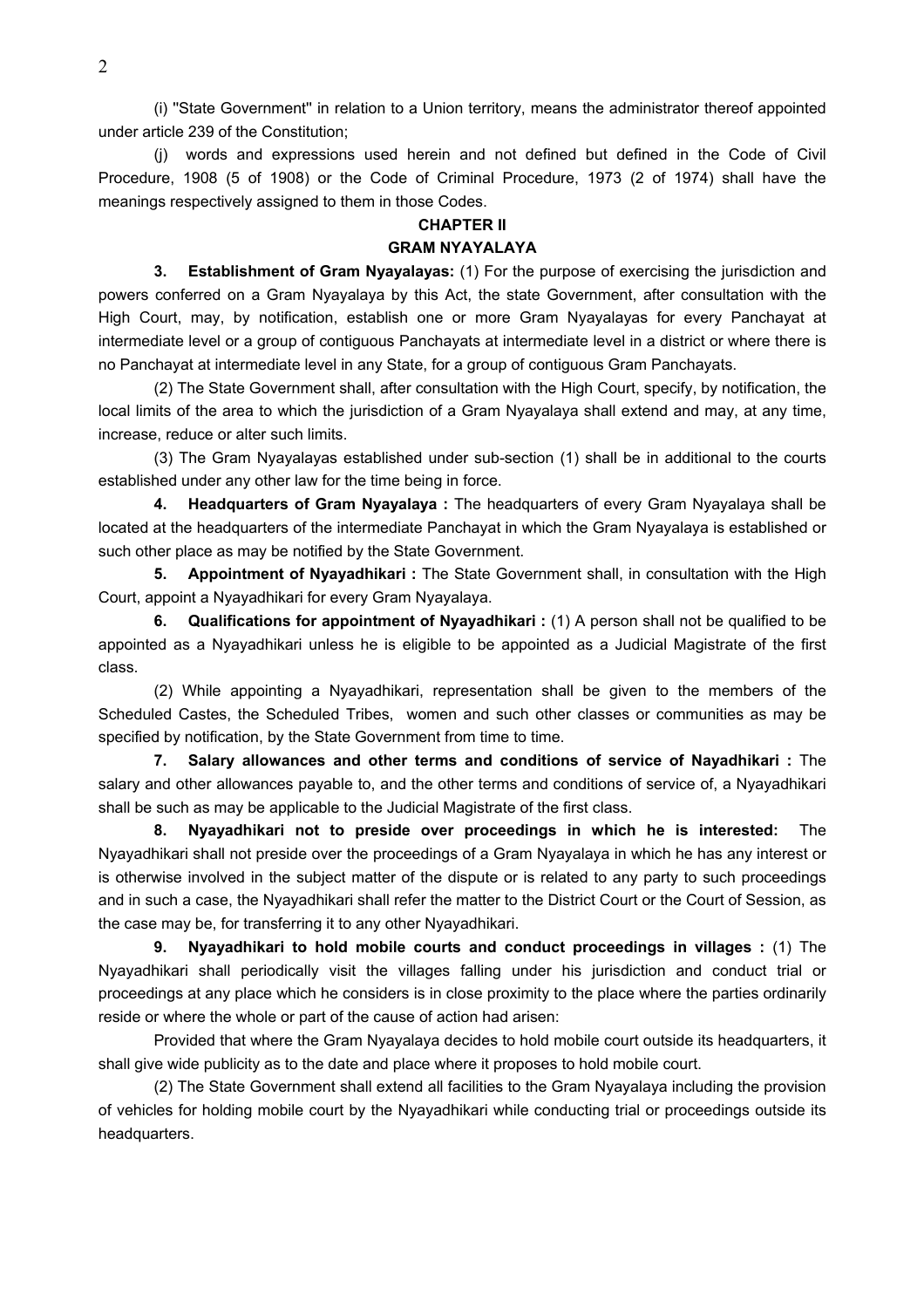(i) "State Government" in relation to a Union territory, means the administrator thereof appointed under article 239 of the Constitution;

(j) words and expressions used herein and not defined but defined in the Code of Civil Procedure, 1908 (5 of 1908) or the Code of Criminal Procedure, 1973 (2 of 1974) shall have the meanings respectively assigned to them in those Codes.

## CHAPTER II

## GRAM NYAYALAYA

**3. Establishment of Gram Nyayalayas:** (1) For the purpose of exercising the jurisdiction and powers conferred on a Gram Nyayalaya by this Act, the state Government, after consultation with the High Court, may, by notification, establish one or more Gram Nyayalayas for every Panchayat at intermediate level or a group of contiguous Panchayats at intermediate level in a district or where there is no Panchayat at intermediate level in any State, for a group of contiguous Gram Panchayats.

(2) The State Government shall, after consultation with the High Court, specify, by notification, the local limits of the area to which the jurisdiction of a Gram Nyayalaya shall extend and may, at any time, increase, reduce or alter such limits.

(3) The Gram Nyayalayas established under sub-section (1) shall be in additional to the courts established under any other law for the time being in force.

**4. Headquarters of Gram Nyayalaya :** The headquarters of every Gram Nyayalaya shall be located at the headquarters of the intermediate Panchayat in which the Gram Nyayalaya is established or such other place as may be notified by the State Government.

**5. Appointment of Nyayadhikari :** The State Government shall, in consultation with the High Court, appoint a Nyayadhikari for every Gram Nyayalaya.

**6. Qualifications for appointment of Nyayadhikari :** (1) A person shall not be qualified to be appointed as a Nyayadhikari unless he is eligible to be appointed as a Judicial Magistrate of the first class.

(2) While appointing a Nyayadhikari, representation shall be given to the members of the Scheduled Castes, the Scheduled Tribes, women and such other classes or communities as may be specified by notification, by the State Government from time to time.

**7. Salary allowances and other terms and conditions of service of Nayadhikari :** The salary and other allowances payable to, and the other terms and conditions of service of, a Nyayadhikari shall be such as may be applicable to the Judicial Magistrate of the first class.

**8. Nyayadhikari not to preside over proceedings in which he is interested:** The Nyayadhikari shall not preside over the proceedings of a Gram Nyayalaya in which he has any interest or is otherwise involved in the subject matter of the dispute or is related to any party to such proceedings and in such a case, the Nyayadhikari shall refer the matter to the District Court or the Court of Session, as the case may be, for transferring it to any other Nyayadhikari.

**9. Nyayadhikari to hold mobile courts and conduct proceedings in villages :** (1) The Nyayadhikari shall periodically visit the villages falling under his jurisdiction and conduct trial or proceedings at any place which he considers is in close proximity to the place where the parties ordinarily reside or where the whole or part of the cause of action had arisen:

Provided that where the Gram Nyayalaya decides to hold mobile court outside its headquarters, it shall give wide publicity as to the date and place where it proposes to hold mobile court.

(2) The State Government shall extend all facilities to the Gram Nyayalaya including the provision of vehicles for holding mobile court by the Nyayadhikari while conducting trial or proceedings outside its headquarters.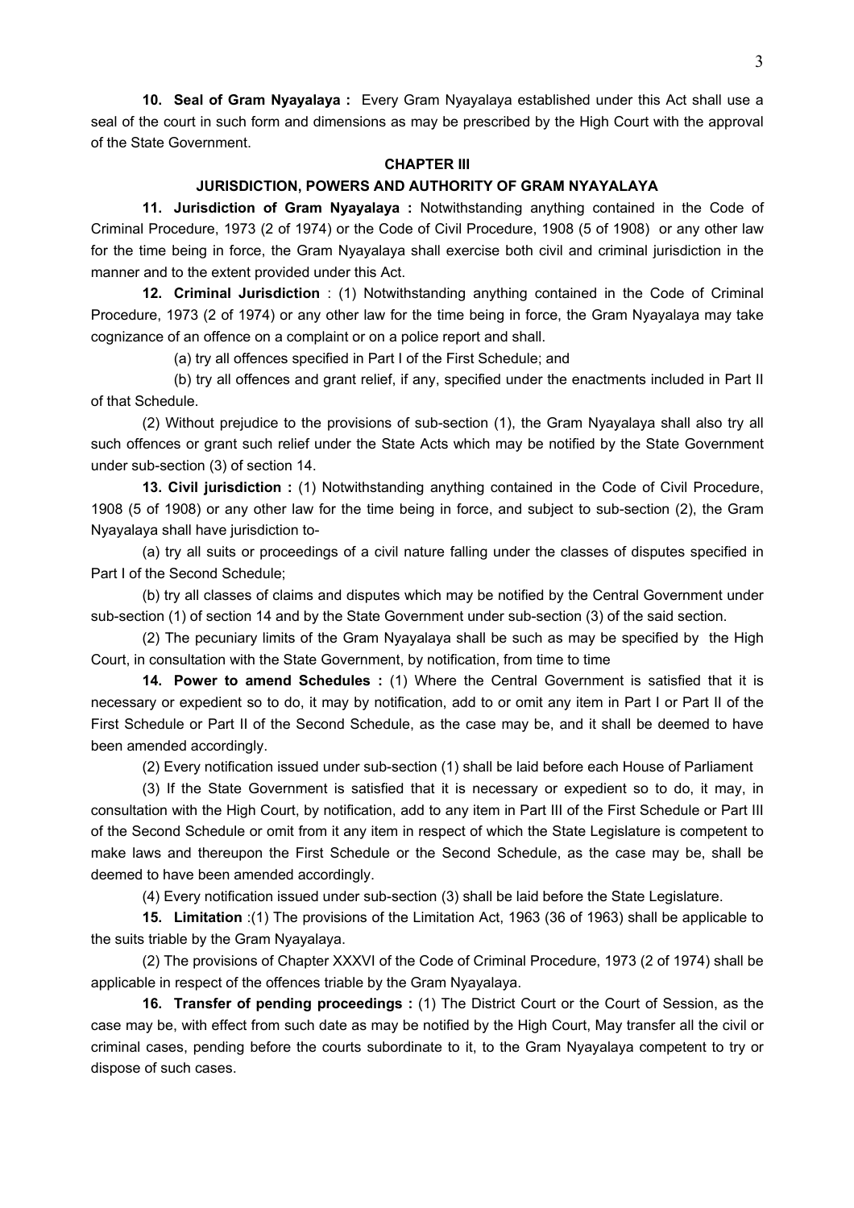**10. Seal of Gram Nyayalaya :** Every Gram Nyayalaya established under this Act shall use a seal of the court in such form and dimensions as may be prescribed by the High Court with the approval of the State Government.

## CHAPTER III

## JURISDICTION, POWERS AND AUTHORITY OF GRAM NYAYALAYA

**11. Jurisdiction of Gram Nyayalaya :** Notwithstanding anything contained in the Code of Criminal Procedure, 1973 (2 of 1974) or the Code of Civil Procedure, 1908 (5 of 1908) or any other law for the time being in force, the Gram Nyayalaya shall exercise both civil and criminal jurisdiction in the manner and to the extent provided under this Act.

**12. Criminal Jurisdiction** : (1) Notwithstanding anything contained in the Code of Criminal Procedure, 1973 (2 of 1974) or any other law for the time being in force, the Gram Nyayalaya may take cognizance of an offence on a complaint or on a police report and shall.

(a) try all offences specified in Part I of the First Schedule; and

(b) try all offences and grant relief, if any, specified under the enactments included in Part II of that Schedule.

(2) Without prejudice to the provisions of sub-section (1), the Gram Nyayalaya shall also try all such offences or grant such relief under the State Acts which may be notified by the State Government under sub-section (3) of section 14.

**13. Civil jurisdiction :** (1) Notwithstanding anything contained in the Code of Civil Procedure, 1908 (5 of 1908) or any other law for the time being in force, and subject to sub-section (2), the Gram Nyayalaya shall have jurisdiction to-

(a) try all suits or proceedings of a civil nature falling under the classes of disputes specified in Part I of the Second Schedule;

(b) try all classes of claims and disputes which may be notified by the Central Government under sub-section (1) of section 14 and by the State Government under sub-section (3) of the said section.

(2) The pecuniary limits of the Gram Nyayalaya shall be such as may be specified by the High Court, in consultation with the State Government, by notification, from time to time

**14. Power to amend Schedules :** (1) Where the Central Government is satisfied that it is necessary or expedient so to do, it may by notification, add to or omit any item in Part I or Part II of the First Schedule or Part II of the Second Schedule, as the case may be, and it shall be deemed to have been amended accordingly.

(2) Every notification issued under sub-section (1) shall be laid before each House of Parliament

(3) If the State Government is satisfied that it is necessary or expedient so to do, it may, in consultation with the High Court, by notification, add to any item in Part III of the First Schedule or Part III of the Second Schedule or omit from it any item in respect of which the State Legislature is competent to make laws and thereupon the First Schedule or the Second Schedule, as the case may be, shall be deemed to have been amended accordingly.

(4) Every notification issued under sub-section (3) shall be laid before the State Legislature.

**15. Limitation** :(1) The provisions of the Limitation Act, 1963 (36 of 1963) shall be applicable to the suits triable by the Gram Nyayalaya.

(2) The provisions of Chapter XXXVI of the Code of Criminal Procedure, 1973 (2 of 1974) shall be applicable in respect of the offences triable by the Gram Nyayalaya.

**16. Transfer of pending proceedings :** (1) The District Court or the Court of Session, as the case may be, with effect from such date as may be notified by the High Court, May transfer all the civil or criminal cases, pending before the courts subordinate to it, to the Gram Nyayalaya competent to try or dispose of such cases.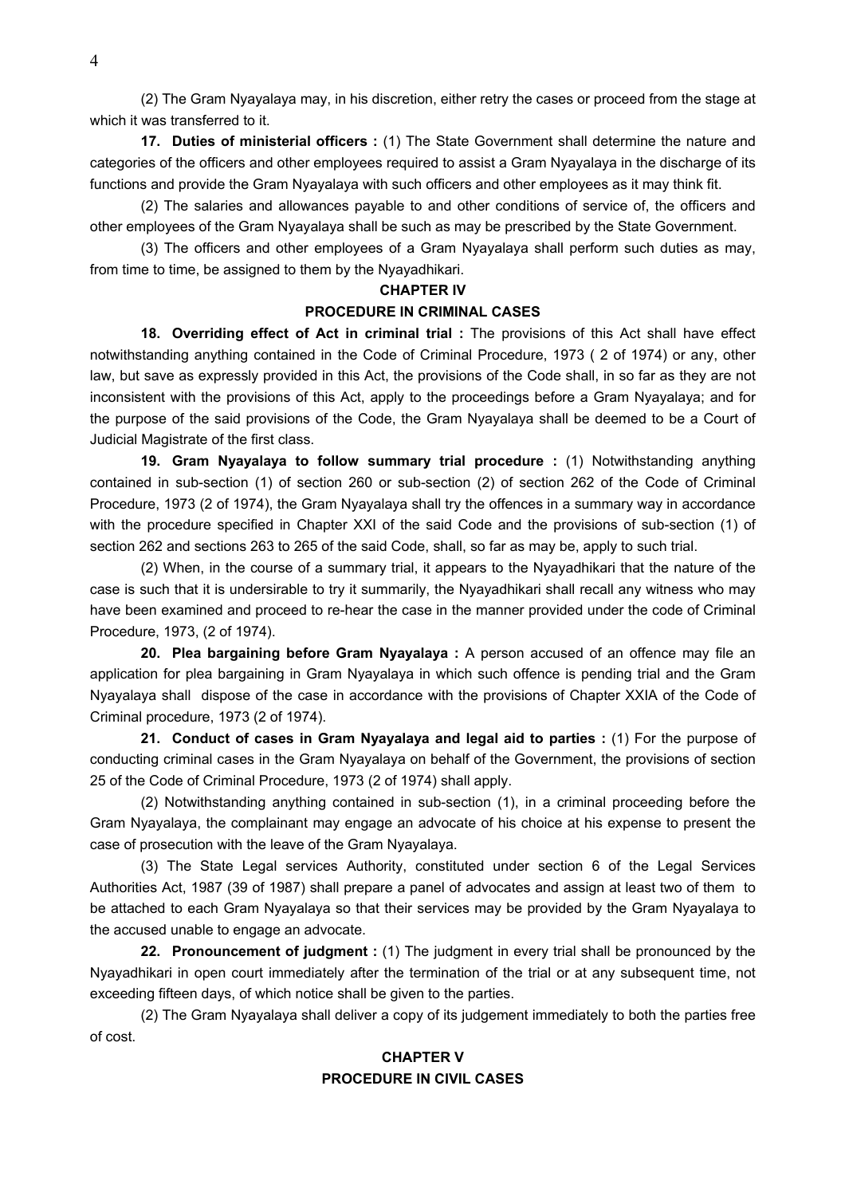(2) The Gram Nyayalaya may, in his discretion, either retry the cases or proceed from the stage at which it was transferred to it.

**17. Duties of ministerial officers :** (1) The State Government shall determine the nature and categories of the officers and other employees required to assist a Gram Nyayalaya in the discharge of its functions and provide the Gram Nyayalaya with such officers and other employees as it may think fit.

(2) The salaries and allowances payable to and other conditions of service of, the officers and other employees of the Gram Nyayalaya shall be such as may be prescribed by the State Government.

(3) The officers and other employees of a Gram Nyayalaya shall perform such duties as may, from time to time, be assigned to them by the Nyayadhikari.

## CHAPTER IV

## PROCEDURE IN CRIMINAL CASES

**18. Overriding effect of Act in criminal trial :** The provisions of this Act shall have effect notwithstanding anything contained in the Code of Criminal Procedure, 1973 ( 2 of 1974) or any, other law, but save as expressly provided in this Act, the provisions of the Code shall, in so far as they are not inconsistent with the provisions of this Act, apply to the proceedings before a Gram Nyayalaya; and for the purpose of the said provisions of the Code, the Gram Nyayalaya shall be deemed to be a Court of Judicial Magistrate of the first class.

**19. Gram Nyayalaya to follow summary trial procedure :** (1) Notwithstanding anything contained in sub-section (1) of section 260 or sub-section (2) of section 262 of the Code of Criminal Procedure, 1973 (2 of 1974), the Gram Nyayalaya shall try the offences in a summary way in accordance with the procedure specified in Chapter XXI of the said Code and the provisions of sub-section (1) of section 262 and sections 263 to 265 of the said Code, shall, so far as may be, apply to such trial.

(2) When, in the course of a summary trial, it appears to the Nyayadhikari that the nature of the case is such that it is undersirable to try it summarily, the Nyayadhikari shall recall any witness who may have been examined and proceed to re-hear the case in the manner provided under the code of Criminal Procedure, 1973, (2 of 1974).

**20. Plea bargaining before Gram Nyayalaya :** A person accused of an offence may file an application for plea bargaining in Gram Nyayalaya in which such offence is pending trial and the Gram Nyayalaya shall dispose of the case in accordance with the provisions of Chapter XXIA of the Code of Criminal procedure, 1973 (2 of 1974).

**21. Conduct of cases in Gram Nyayalaya and legal aid to parties :** (1) For the purpose of conducting criminal cases in the Gram Nyayalaya on behalf of the Government, the provisions of section 25 of the Code of Criminal Procedure, 1973 (2 of 1974) shall apply.

(2) Notwithstanding anything contained in sub-section (1), in a criminal proceeding before the Gram Nyayalaya, the complainant may engage an advocate of his choice at his expense to present the case of prosecution with the leave of the Gram Nyayalaya.

(3) The State Legal services Authority, constituted under section 6 of the Legal Services Authorities Act, 1987 (39 of 1987) shall prepare a panel of advocates and assign at least two of them to be attached to each Gram Nyayalaya so that their services may be provided by the Gram Nyayalaya to the accused unable to engage an advocate.

**22. Pronouncement of judgment :** (1) The judgment in every trial shall be pronounced by the Nyayadhikari in open court immediately after the termination of the trial or at any subsequent time, not exceeding fifteen days, of which notice shall be given to the parties.

(2) The Gram Nyayalaya shall deliver a copy of its judgement immediately to both the parties free of cost.

## CHAPTER V

## PROCEDURE IN CIVIL CASES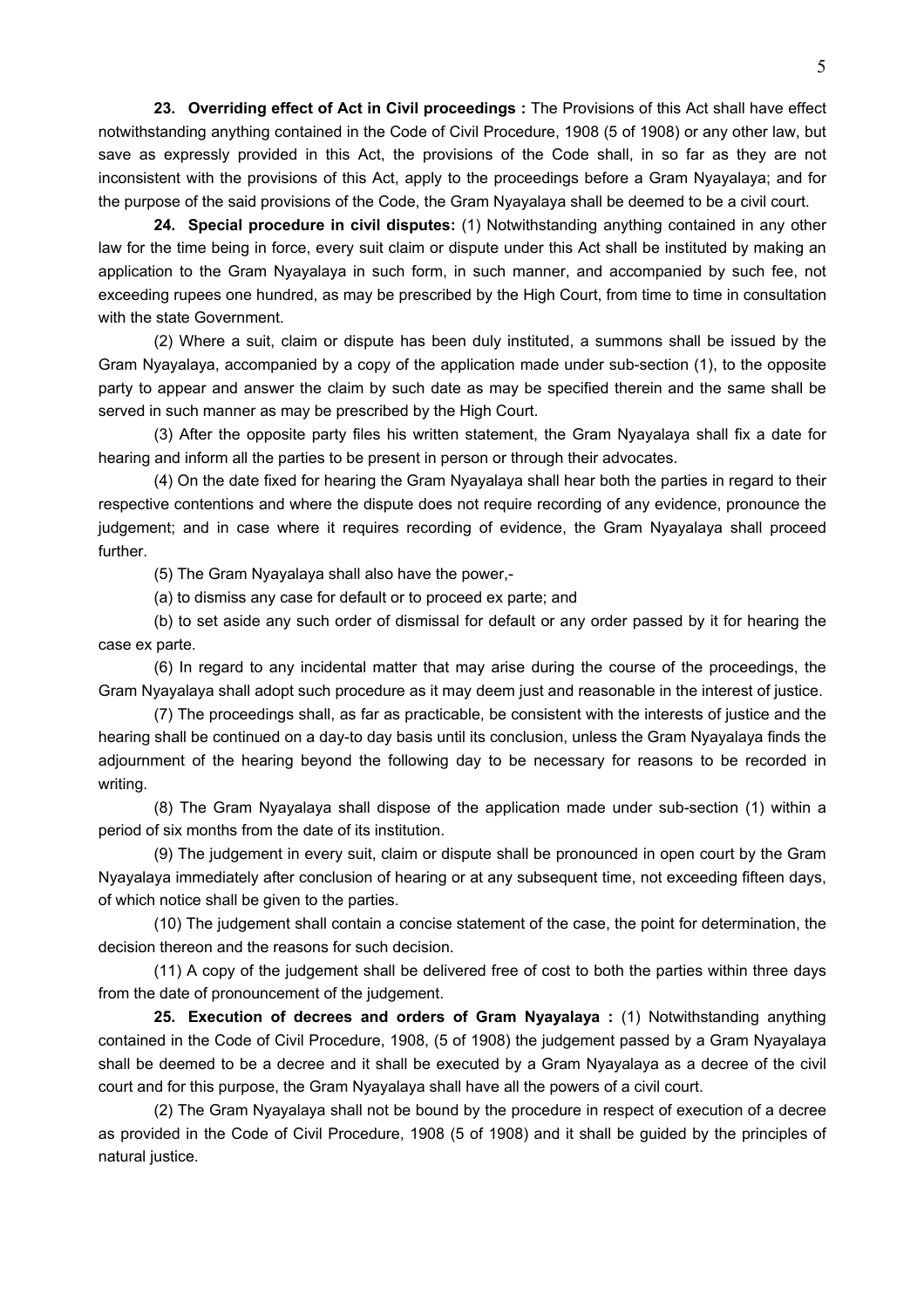**23. Overriding effect of Act in Civil proceedings :** The Provisions of this Act shall have effect notwithstanding anything contained in the Code of Civil Procedure, 1908 (5 of 1908) or any other law, but save as expressly provided in this Act, the provisions of the Code shall, in so far as they are not inconsistent with the provisions of this Act, apply to the proceedings before a Gram Nyayalaya; and for the purpose of the said provisions of the Code, the Gram Nyayalaya shall be deemed to be a civil court.

**24. Special procedure in civil disputes:** (1) Notwithstanding anything contained in any other law for the time being in force, every suit claim or dispute under this Act shall be instituted by making an application to the Gram Nyayalaya in such form, in such manner, and accompanied by such fee, not exceeding rupees one hundred, as may be prescribed by the High Court, from time to time in consultation with the state Government.

(2) Where a suit, claim or dispute has been duly instituted, a summons shall be issued by the Gram Nyayalaya, accompanied by a copy of the application made under sub-section (1), to the opposite party to appear and answer the claim by such date as may be specified therein and the same shall be served in such manner as may be prescribed by the High Court.

(3) After the opposite party files his written statement, the Gram Nyayalaya shall fix a date for hearing and inform all the parties to be present in person or through their advocates.

(4) On the date fixed for hearing the Gram Nyayalaya shall hear both the parties in regard to their respective contentions and where the dispute does not require recording of any evidence, pronounce the judgement; and in case where it requires recording of evidence, the Gram Nyayalaya shall proceed further.

(5) The Gram Nyayalaya shall also have the power,-

(a) to dismiss any case for default or to proceed ex parte; and

(b) to set aside any such order of dismissal for default or any order passed by it for hearing the case ex parte.

(6) In regard to any incidental matter that may arise during the course of the proceedings, the Gram Nyayalaya shall adopt such procedure as it may deem just and reasonable in the interest of justice.

(7) The proceedings shall, as far as practicable, be consistent with the interests of justice and the hearing shall be continued on a day-to day basis until its conclusion, unless the Gram Nyayalaya finds the adjournment of the hearing beyond the following day to be necessary for reasons to be recorded in writing.

(8) The Gram Nyayalaya shall dispose of the application made under sub-section (1) within a period of six months from the date of its institution.

(9) The judgement in every suit, claim or dispute shall be pronounced in open court by the Gram Nyayalaya immediately after conclusion of hearing or at any subsequent time, not exceeding fifteen days, of which notice shall be given to the parties.

(10) The judgement shall contain a concise statement of the case, the point for determination, the decision thereon and the reasons for such decision.

(11) A copy of the judgement shall be delivered free of cost to both the parties within three days from the date of pronouncement of the judgement.

**25. Execution of decrees and orders of Gram Nyayalaya :** (1) Notwithstanding anything contained in the Code of Civil Procedure, 1908, (5 of 1908) the judgement passed by a Gram Nyayalaya shall be deemed to be a decree and it shall be executed by a Gram Nyayalaya as a decree of the civil court and for this purpose, the Gram Nyayalaya shall have all the powers of a civil court.

(2) The Gram Nyayalaya shall not be bound by the procedure in respect of execution of a decree as provided in the Code of Civil Procedure, 1908 (5 of 1908) and it shall be guided by the principles of natural justice.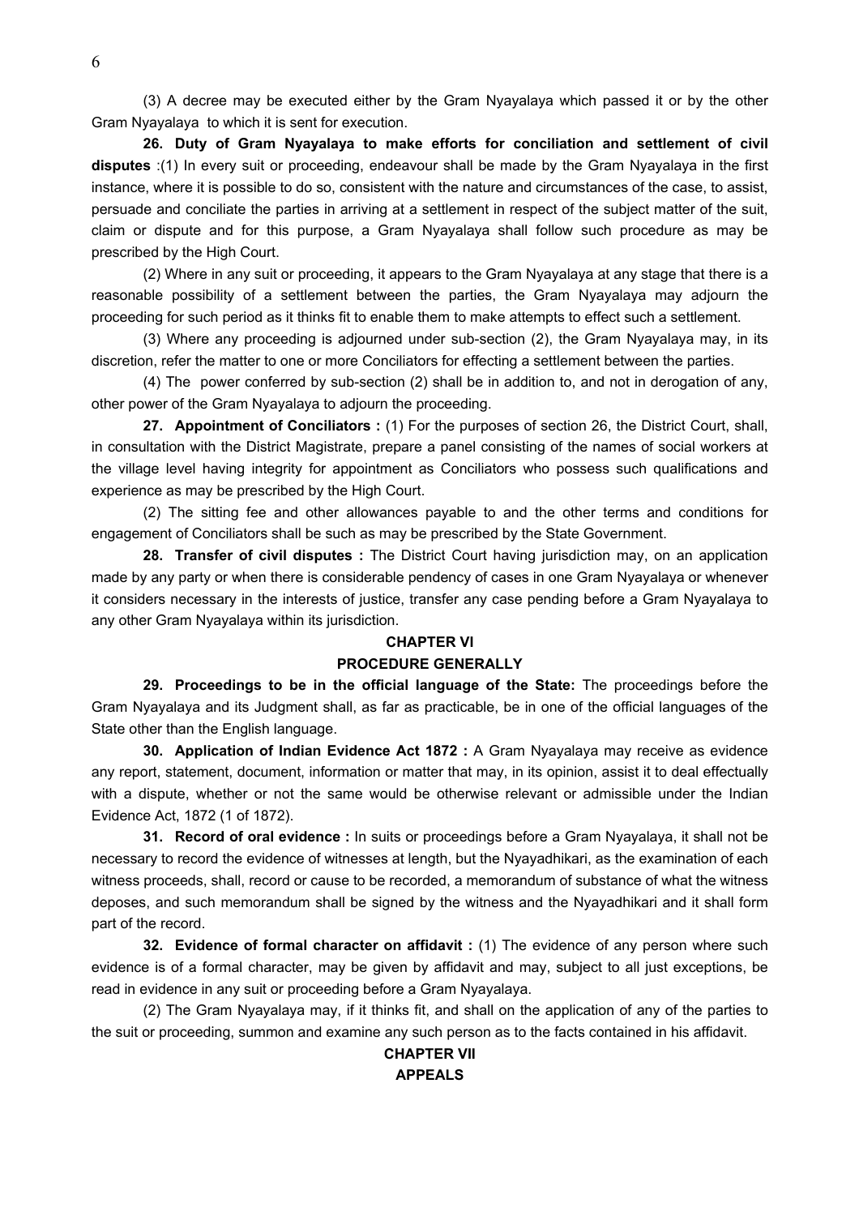(3) A decree may be executed either by the Gram Nyayalaya which passed it or by the other Gram Nyayalaya to which it is sent for execution.

**26. Duty of Gram Nyayalaya to make efforts for conciliation and settlement of civil disputes** :(1) In every suit or proceeding, endeavour shall be made by the Gram Nyayalaya in the first instance, where it is possible to do so, consistent with the nature and circumstances of the case, to assist, persuade and conciliate the parties in arriving at a settlement in respect of the subject matter of the suit, claim or dispute and for this purpose, a Gram Nyayalaya shall follow such procedure as may be prescribed by the High Court.

(2) Where in any suit or proceeding, it appears to the Gram Nyayalaya at any stage that there is a reasonable possibility of a settlement between the parties, the Gram Nyayalaya may adjourn the proceeding for such period as it thinks fit to enable them to make attempts to effect such a settlement.

(3) Where any proceeding is adjourned under sub-section (2), the Gram Nyayalaya may, in its discretion, refer the matter to one or more Conciliators for effecting a settlement between the parties.

(4) The power conferred by sub-section (2) shall be in addition to, and not in derogation of any, other power of the Gram Nyayalaya to adjourn the proceeding.

**27. Appointment of Conciliators :** (1) For the purposes of section 26, the District Court, shall, in consultation with the District Magistrate, prepare a panel consisting of the names of social workers at the village level having integrity for appointment as Conciliators who possess such qualifications and experience as may be prescribed by the High Court.

(2) The sitting fee and other allowances payable to and the other terms and conditions for engagement of Conciliators shall be such as may be prescribed by the State Government.

**28. Transfer of civil disputes :** The District Court having jurisdiction may, on an application made by any party or when there is considerable pendency of cases in one Gram Nyayalaya or whenever it considers necessary in the interests of justice, transfer any case pending before a Gram Nyayalaya to any other Gram Nyayalaya within its jurisdiction.

## CHAPTER VI
## PROCEDURE GENERALLY

**29. Proceedings to be in the official language of the State:** The proceedings before the Gram Nyayalaya and its Judgment shall, as far as practicable, be in one of the official languages of the State other than the English language.

**30. Application of Indian Evidence Act 1872 :** A Gram Nyayalaya may receive as evidence any report, statement, document, information or matter that may, in its opinion, assist it to deal effectually with a dispute, whether or not the same would be otherwise relevant or admissible under the Indian Evidence Act, 1872 (1 of 1872).

**31. Record of oral evidence :** In suits or proceedings before a Gram Nyayalaya, it shall not be necessary to record the evidence of witnesses at length, but the Nyayadhikari, as the examination of each witness proceeds, shall, record or cause to be recorded, a memorandum of substance of what the witness deposes, and such memorandum shall be signed by the witness and the Nyayadhikari and it shall form part of the record.

**32. Evidence of formal character on affidavit :** (1) The evidence of any person where such evidence is of a formal character, may be given by affidavit and may, subject to all just exceptions, be read in evidence in any suit or proceeding before a Gram Nyayalaya.

(2) The Gram Nyayalaya may, if it thinks fit, and shall on the application of any of the parties to the suit or proceeding, summon and examine any such person as to the facts contained in his affidavit.

## CHAPTER VII
## APPEALS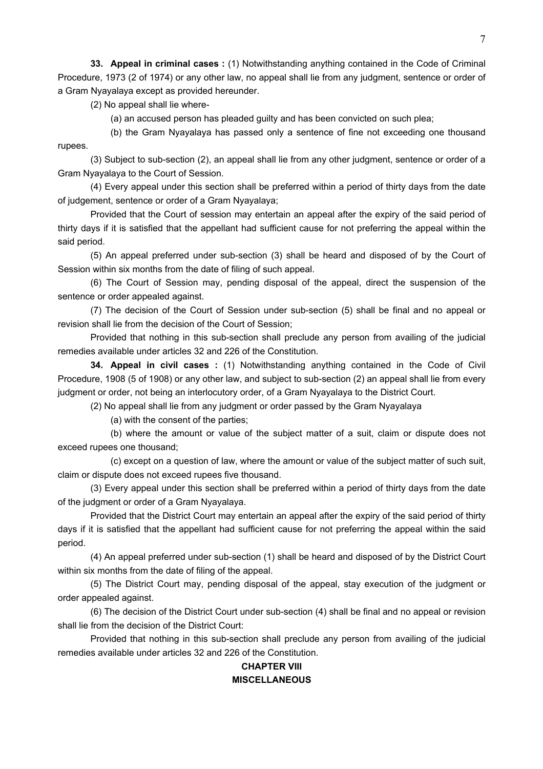**33. Appeal in criminal cases :** (1) Notwithstanding anything contained in the Code of Criminal Procedure, 1973 (2 of 1974) or any other law, no appeal shall lie from any judgment, sentence or order of a Gram Nyayalaya except as provided hereunder.

(2) No appeal shall lie where-

(a) an accused person has pleaded guilty and has been convicted on such plea;

(b) the Gram Nyayalaya has passed only a sentence of fine not exceeding one thousand rupees.

(3) Subject to sub-section (2), an appeal shall lie from any other judgment, sentence or order of a Gram Nyayalaya to the Court of Session.

(4) Every appeal under this section shall be preferred within a period of thirty days from the date of judgement, sentence or order of a Gram Nyayalaya;

Provided that the Court of session may entertain an appeal after the expiry of the said period of thirty days if it is satisfied that the appellant had sufficient cause for not preferring the appeal within the said period.

(5) An appeal preferred under sub-section (3) shall be heard and disposed of by the Court of Session within six months from the date of filing of such appeal.

(6) The Court of Session may, pending disposal of the appeal, direct the suspension of the sentence or order appealed against.

(7) The decision of the Court of Session under sub-section (5) shall be final and no appeal or revision shall lie from the decision of the Court of Session;

Provided that nothing in this sub-section shall preclude any person from availing of the judicial remedies available under articles 32 and 226 of the Constitution.

**34. Appeal in civil cases :** (1) Notwithstanding anything contained in the Code of Civil Procedure, 1908 (5 of 1908) or any other law, and subject to sub-section (2) an appeal shall lie from every judgment or order, not being an interlocutory order, of a Gram Nyayalaya to the District Court.

(2) No appeal shall lie from any judgment or order passed by the Gram Nyayalaya

(a) with the consent of the parties;

(b) where the amount or value of the subject matter of a suit, claim or dispute does not exceed rupees one thousand;

(c) except on a question of law, where the amount or value of the subject matter of such suit, claim or dispute does not exceed rupees five thousand.

(3) Every appeal under this section shall be preferred within a period of thirty days from the date of the judgment or order of a Gram Nyayalaya.

Provided that the District Court may entertain an appeal after the expiry of the said period of thirty days if it is satisfied that the appellant had sufficient cause for not preferring the appeal within the said period.

(4) An appeal preferred under sub-section (1) shall be heard and disposed of by the District Court within six months from the date of filing of the appeal.

(5) The District Court may, pending disposal of the appeal, stay execution of the judgment or order appealed against.

(6) The decision of the District Court under sub-section (4) shall be final and no appeal or revision shall lie from the decision of the District Court:

Provided that nothing in this sub-section shall preclude any person from availing of the judicial remedies available under articles 32 and 226 of the Constitution.

## CHAPTER VIII
## MISCELLANEOUS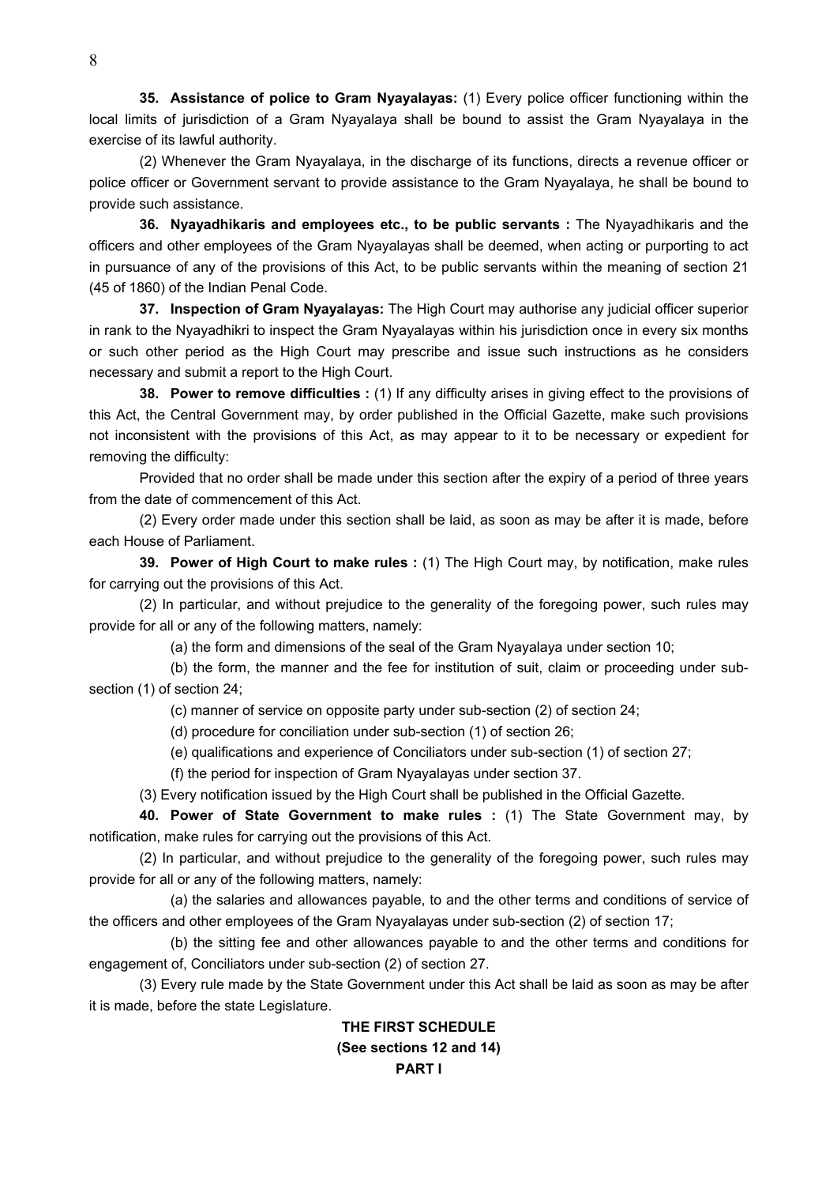**35. Assistance of police to Gram Nyayalayas:** (1) Every police officer functioning within the local limits of jurisdiction of a Gram Nyayalaya shall be bound to assist the Gram Nyayalaya in the exercise of its lawful authority.

(2) Whenever the Gram Nyayalaya, in the discharge of its functions, directs a revenue officer or police officer or Government servant to provide assistance to the Gram Nyayalaya, he shall be bound to provide such assistance.

**36. Nyayadhikaris and employees etc., to be public servants :** The Nyayadhikaris and the officers and other employees of the Gram Nyayalayas shall be deemed, when acting or purporting to act in pursuance of any of the provisions of this Act, to be public servants within the meaning of section 21 (45 of 1860) of the Indian Penal Code.

**37. Inspection of Gram Nyayalayas:** The High Court may authorise any judicial officer superior in rank to the Nyayadhikri to inspect the Gram Nyayalayas within his jurisdiction once in every six months or such other period as the High Court may prescribe and issue such instructions as he considers necessary and submit a report to the High Court.

**38. Power to remove difficulties :** (1) If any difficulty arises in giving effect to the provisions of this Act, the Central Government may, by order published in the Official Gazette, make such provisions not inconsistent with the provisions of this Act, as may appear to it to be necessary or expedient for removing the difficulty:

Provided that no order shall be made under this section after the expiry of a period of three years from the date of commencement of this Act.

(2) Every order made under this section shall be laid, as soon as may be after it is made, before each House of Parliament.

**39. Power of High Court to make rules :** (1) The High Court may, by notification, make rules for carrying out the provisions of this Act.

(2) In particular, and without prejudice to the generality of the foregoing power, such rules may provide for all or any of the following matters, namely:

(a) the form and dimensions of the seal of the Gram Nyayalaya under section 10;

(b) the form, the manner and the fee for institution of suit, claim or proceeding under sub-section (1) of section 24;

(c) manner of service on opposite party under sub-section (2) of section 24;

(d) procedure for conciliation under sub-section (1) of section 26;

(e) qualifications and experience of Conciliators under sub-section (1) of section 27;

(f) the period for inspection of Gram Nyayalayas under section 37.

(3) Every notification issued by the High Court shall be published in the Official Gazette.

**40. Power of State Government to make rules :** (1) The State Government may, by notification, make rules for carrying out the provisions of this Act.

(2) In particular, and without prejudice to the generality of the foregoing power, such rules may provide for all or any of the following matters, namely:

(a) the salaries and allowances payable, to and the other terms and conditions of service of the officers and other employees of the Gram Nyayalayas under sub-section (2) of section 17;

(b) the sitting fee and other allowances payable to and the other terms and conditions for engagement of, Conciliators under sub-section (2) of section 27.

(3) Every rule made by the State Government under this Act shall be laid as soon as may be after it is made, before the state Legislature.

## THE FIRST SCHEDULE

**(See sections 12 and 14)**

**PART I**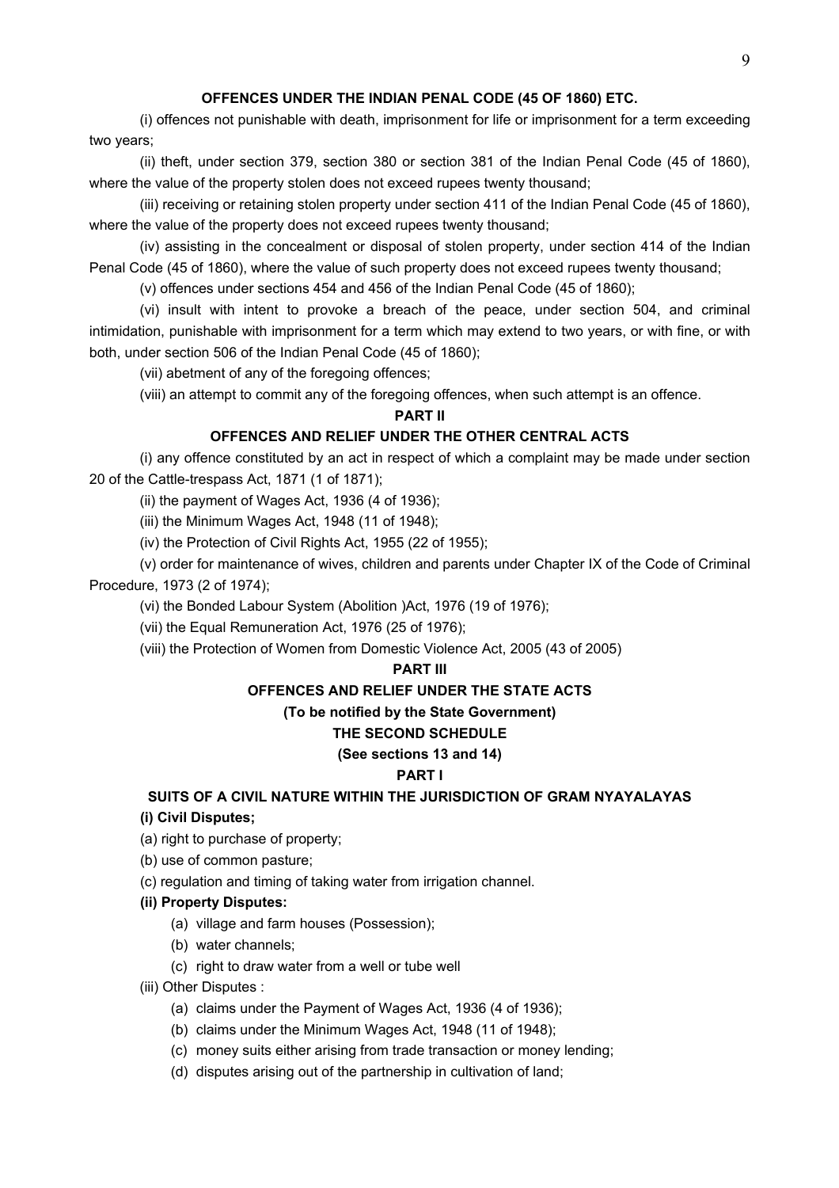**OFFENCES UNDER THE INDIAN PENAL CODE (45 OF 1860) ETC.**

(i) offences not punishable with death, imprisonment for life or imprisonment for a term exceeding two years;

(ii) theft, under section 379, section 380 or section 381 of the Indian Penal Code (45 of 1860), where the value of the property stolen does not exceed rupees twenty thousand;

(iii) receiving or retaining stolen property under section 411 of the Indian Penal Code (45 of 1860), where the value of the property does not exceed rupees twenty thousand;

(iv) assisting in the concealment or disposal of stolen property, under section 414 of the Indian Penal Code (45 of 1860), where the value of such property does not exceed rupees twenty thousand;

(v) offences under sections 454 and 456 of the Indian Penal Code (45 of 1860);

(vi) insult with intent to provoke a breach of the peace, under section 504, and criminal intimidation, punishable with imprisonment for a term which may extend to two years, or with fine, or with both, under section 506 of the Indian Penal Code (45 of 1860);

(vii) abetment of any of the foregoing offences;

(viii) an attempt to commit any of the foregoing offences, when such attempt is an offence.

**PART II**

**OFFENCES AND RELIEF UNDER THE OTHER CENTRAL ACTS**

(i) any offence constituted by an act in respect of which a complaint may be made under section 20 of the Cattle-trespass Act, 1871 (1 of 1871);

(ii) the payment of Wages Act, 1936 (4 of 1936);

(iii) the Minimum Wages Act, 1948 (11 of 1948);

(iv) the Protection of Civil Rights Act, 1955 (22 of 1955);

(v) order for maintenance of wives, children and parents under Chapter IX of the Code of Criminal Procedure, 1973 (2 of 1974);

(vi) the Bonded Labour System (Abolition )Act, 1976 (19 of 1976);

(vii) the Equal Remuneration Act, 1976 (25 of 1976);

(viii) the Protection of Women from Domestic Violence Act, 2005 (43 of 2005)

**PART III**

**OFFENCES AND RELIEF UNDER THE STATE ACTS**

**(To be notified by the State Government)**

**THE SECOND SCHEDULE**

**(See sections 13 and 14)**

**PART I**

**SUITS OF A CIVIL NATURE WITHIN THE JURISDICTION OF GRAM NYAYALAYAS**

**(i) Civil Disputes;**

(a) right to purchase of property;

(b) use of common pasture;

(c) regulation and timing of taking water from irrigation channel.

**(ii) Property Disputes:**

- (a) village and farm houses (Possession);
- (b) water channels;
- (c) right to draw water from a well or tube well

(iii) Other Disputes :

- (a) claims under the Payment of Wages Act, 1936 (4 of 1936);
- (b) claims under the Minimum Wages Act, 1948 (11 of 1948);
- (c) money suits either arising from trade transaction or money lending;
- (d) disputes arising out of the partnership in cultivation of land;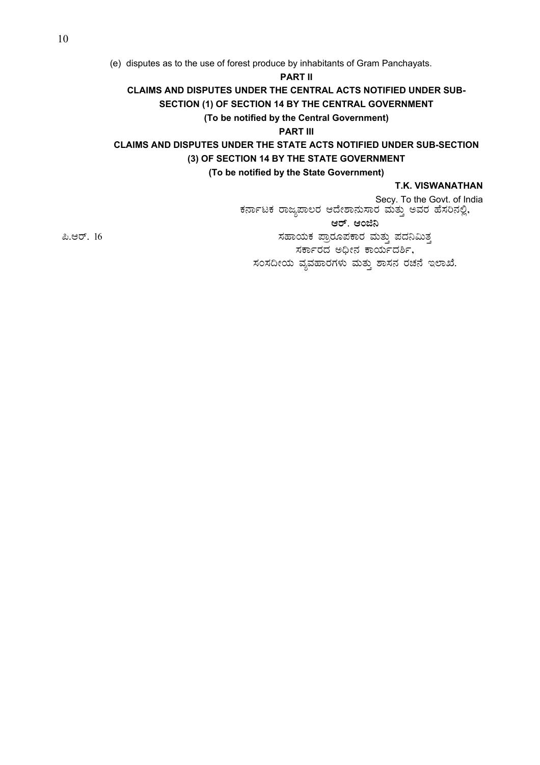(e) disputes as to the use of forest produce by inhabitants of Gram Panchayats.

**PART II**

**CLAIMS AND DISPUTES UNDER THE CENTRAL ACTS NOTIFIED UNDER SUB-SECTION (1) OF SECTION 14 BY THE CENTRAL GOVERNMENT**

**(To be notified by the Central Government)**

**PART III**

**CLAIMS AND DISPUTES UNDER THE STATE ACTS NOTIFIED UNDER SUB-SECTION (3) OF SECTION 14 BY THE STATE GOVERNMENT**

**(To be notified by the State Government)**

**T.K. VISWANATHAN**

Secy. To the Govt. of India

ಕರ್ನಾಟಕ ರಾಜ್ಯಪಾಲರ ಆದೇಶಾನುಸಾರ ಮತ್ತು ಅವರ ಹೆಸರಿನಲ್ಲಿ,

**ಆರ್. ಆಂಜಿನಿ**

ಸಹಾಯಕ ಪ್ರಾರೂಪಕಾರ ಮತ್ತು ಪದನಿಮಿತ್ತ

ಸರ್ಕಾರದ ಅಧೀನ ಕಾರ್ಯದರ್ಶಿ,

ಸಂಸದೀಯ ವ್ಯವಹಾರಗಳು ಮತ್ತು ಶಾಸನ ರಚನೆ ಇಲಾಖೆ.

ಪಿ.ಆರ್. 16